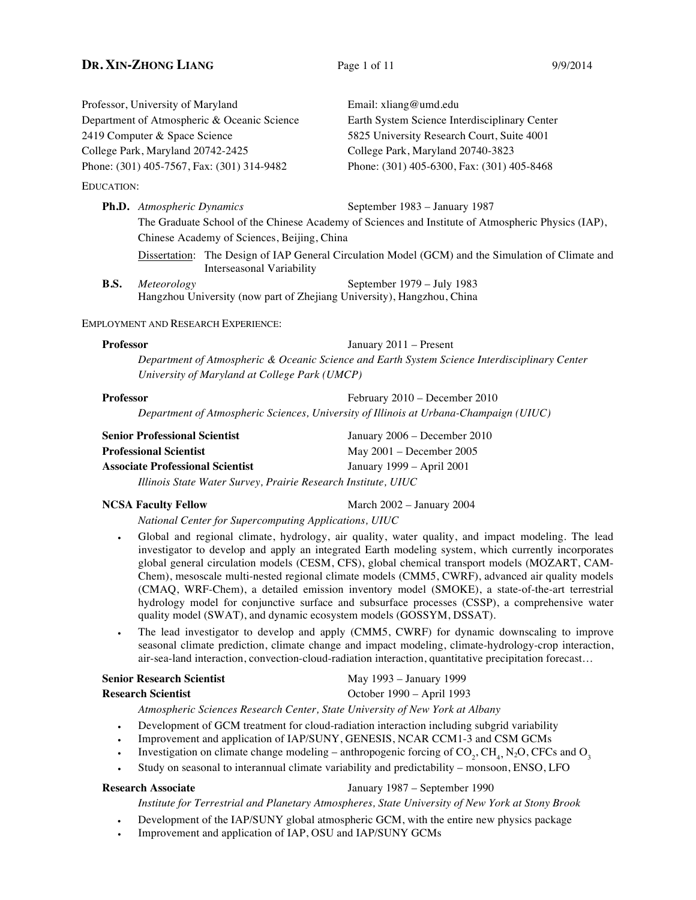# DR. XIN-ZHONG LIANG

Professor, University of Maryland
Department of Atmospheric & Oceanic Science
2419 Computer & Space Science
College Park, Maryland 20742-2425
Phone: (301) 405-7567, Fax: (301) 314-9482

Email: xliang@umd.edu
Earth System Science Interdisciplinary Center
5825 University Research Court, Suite 4001
College Park, Maryland 20740-3823
Phone: (301) 405-6300, Fax: (301) 405-8468

## EDUCATION:

**Ph.D.** *Atmospheric Dynamics* — September 1983 – January 1987
The Graduate School of the Chinese Academy of Sciences and Institute of Atmospheric Physics (IAP), Chinese Academy of Sciences, Beijing, China

Dissertation: The Design of IAP General Circulation Model (GCM) and the Simulation of Climate and Interseasonal Variability

**B.S.** *Meteorology* — September 1979 – July 1983
Hangzhou University (now part of Zhejiang University), Hangzhou, China

## EMPLOYMENT AND RESEARCH EXPERIENCE:

**Professor** — January 2011 – Present
*Department of Atmospheric & Oceanic Science and Earth System Science Interdisciplinary Center University of Maryland at College Park (UMCP)*

**Professor** — February 2010 – December 2010
*Department of Atmospheric Sciences, University of Illinois at Urbana-Champaign (UIUC)*

**Senior Professional Scientist** — January 2006 – December 2010
**Professional Scientist** — May 2001 – December 2005
**Associate Professional Scientist** — January 1999 – April 2001
*Illinois State Water Survey, Prairie Research Institute, UIUC*

**NCSA Faculty Fellow** — March 2002 – January 2004
*National Center for Supercomputing Applications, UIUC*

- Global and regional climate, hydrology, air quality, water quality, and impact modeling. The lead investigator to develop and apply an integrated Earth modeling system, which currently incorporates global general circulation models (CESM, CFS), global chemical transport models (MOZART, CAM-Chem), mesoscale multi-nested regional climate models (CMM5, CWRF), advanced air quality models (CMAQ, WRF-Chem), a detailed emission inventory model (SMOKE), a state-of-the-art terrestrial hydrology model for conjunctive surface and subsurface processes (CSSP), a comprehensive water quality model (SWAT), and dynamic ecosystem models (GOSSYM, DSSAT).
- The lead investigator to develop and apply (CMM5, CWRF) for dynamic downscaling to improve seasonal climate prediction, climate change and impact modeling, climate-hydrology-crop interaction, air-sea-land interaction, convection-cloud-radiation interaction, quantitative precipitation forecast…

**Senior Research Scientist** — May 1993 – January 1999
**Research Scientist** — October 1990 – April 1993
*Atmospheric Sciences Research Center, State University of New York at Albany*

- Development of GCM treatment for cloud-radiation interaction including subgrid variability
- Improvement and application of IAP/SUNY, GENESIS, NCAR CCM1-3 and CSM GCMs
- Investigation on climate change modeling – anthropogenic forcing of $CO_2$, $CH_4$, $N_2O$, CFCs and $O_3$
- Study on seasonal to interannual climate variability and predictability – monsoon, ENSO, LFO

**Research Associate** — January 1987 – September 1990
*Institute for Terrestrial and Planetary Atmospheres, State University of New York at Stony Brook*

- Development of the IAP/SUNY global atmospheric GCM, with the entire new physics package
- Improvement and application of IAP, OSU and IAP/SUNY GCMs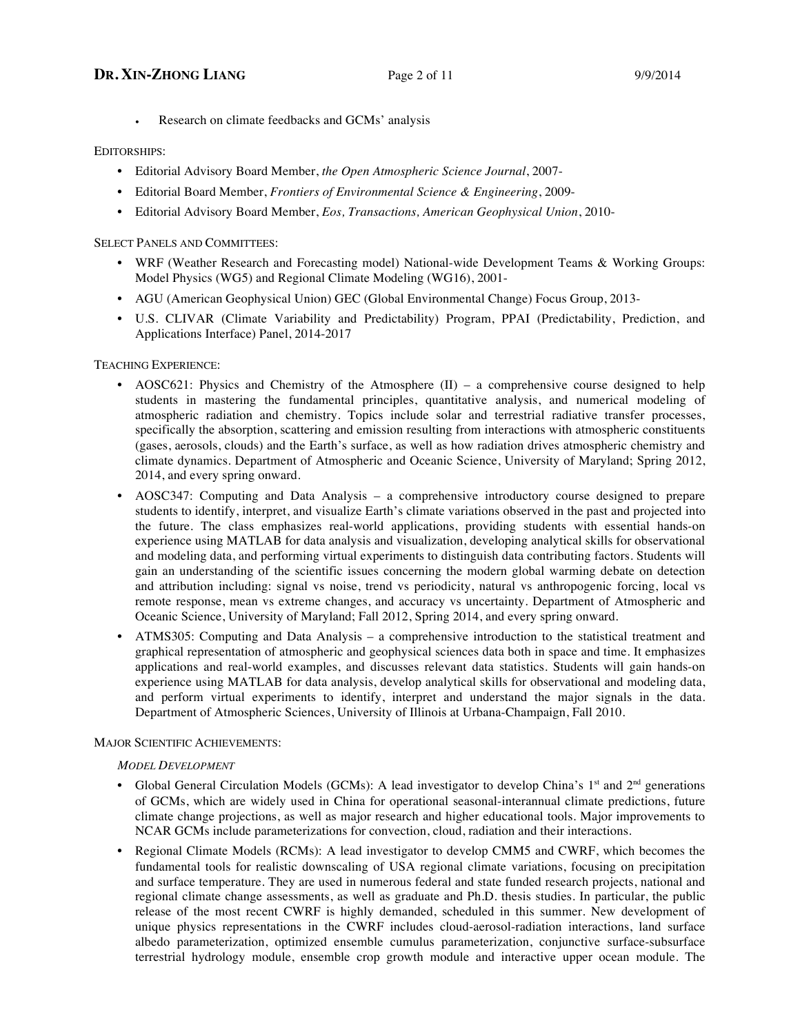- Research on climate feedbacks and GCMs' analysis

EDITORSHIPS:

- Editorial Advisory Board Member, *the Open Atmospheric Science Journal*, 2007-
- Editorial Board Member, *Frontiers of Environmental Science & Engineering*, 2009-
- Editorial Advisory Board Member, *Eos, Transactions, American Geophysical Union*, 2010-

SELECT PANELS AND COMMITTEES:

- WRF (Weather Research and Forecasting model) National-wide Development Teams & Working Groups: Model Physics (WG5) and Regional Climate Modeling (WG16), 2001-
- AGU (American Geophysical Union) GEC (Global Environmental Change) Focus Group, 2013-
- U.S. CLIVAR (Climate Variability and Predictability) Program, PPAI (Predictability, Prediction, and Applications Interface) Panel, 2014-2017

TEACHING EXPERIENCE:

- AOSC621: Physics and Chemistry of the Atmosphere (II) – a comprehensive course designed to help students in mastering the fundamental principles, quantitative analysis, and numerical modeling of atmospheric radiation and chemistry. Topics include solar and terrestrial radiative transfer processes, specifically the absorption, scattering and emission resulting from interactions with atmospheric constituents (gases, aerosols, clouds) and the Earth's surface, as well as how radiation drives atmospheric chemistry and climate dynamics. Department of Atmospheric and Oceanic Science, University of Maryland; Spring 2012, 2014, and every spring onward.
- AOSC347: Computing and Data Analysis – a comprehensive introductory course designed to prepare students to identify, interpret, and visualize Earth's climate variations observed in the past and projected into the future. The class emphasizes real-world applications, providing students with essential hands-on experience using MATLAB for data analysis and visualization, developing analytical skills for observational and modeling data, and performing virtual experiments to distinguish data contributing factors. Students will gain an understanding of the scientific issues concerning the modern global warming debate on detection and attribution including: signal vs noise, trend vs periodicity, natural vs anthropogenic forcing, local vs remote response, mean vs extreme changes, and accuracy vs uncertainty. Department of Atmospheric and Oceanic Science, University of Maryland; Fall 2012, Spring 2014, and every spring onward.
- ATMS305: Computing and Data Analysis – a comprehensive introduction to the statistical treatment and graphical representation of atmospheric and geophysical sciences data both in space and time. It emphasizes applications and real-world examples, and discusses relevant data statistics. Students will gain hands-on experience using MATLAB for data analysis, develop analytical skills for observational and modeling data, and perform virtual experiments to identify, interpret and understand the major signals in the data. Department of Atmospheric Sciences, University of Illinois at Urbana-Champaign, Fall 2010.

MAJOR SCIENTIFIC ACHIEVEMENTS:

*MODEL DEVELOPMENT*

- Global General Circulation Models (GCMs): A lead investigator to develop China's 1st and 2nd generations of GCMs, which are widely used in China for operational seasonal-interannual climate predictions, future climate change projections, as well as major research and higher educational tools. Major improvements to NCAR GCMs include parameterizations for convection, cloud, radiation and their interactions.
- Regional Climate Models (RCMs): A lead investigator to develop CMM5 and CWRF, which becomes the fundamental tools for realistic downscaling of USA regional climate variations, focusing on precipitation and surface temperature. They are used in numerous federal and state funded research projects, national and regional climate change assessments, as well as graduate and Ph.D. thesis studies. In particular, the public release of the most recent CWRF is highly demanded, scheduled in this summer. New development of unique physics representations in the CWRF includes cloud-aerosol-radiation interactions, land surface albedo parameterization, optimized ensemble cumulus parameterization, conjunctive surface-subsurface terrestrial hydrology module, ensemble crop growth module and interactive upper ocean module. The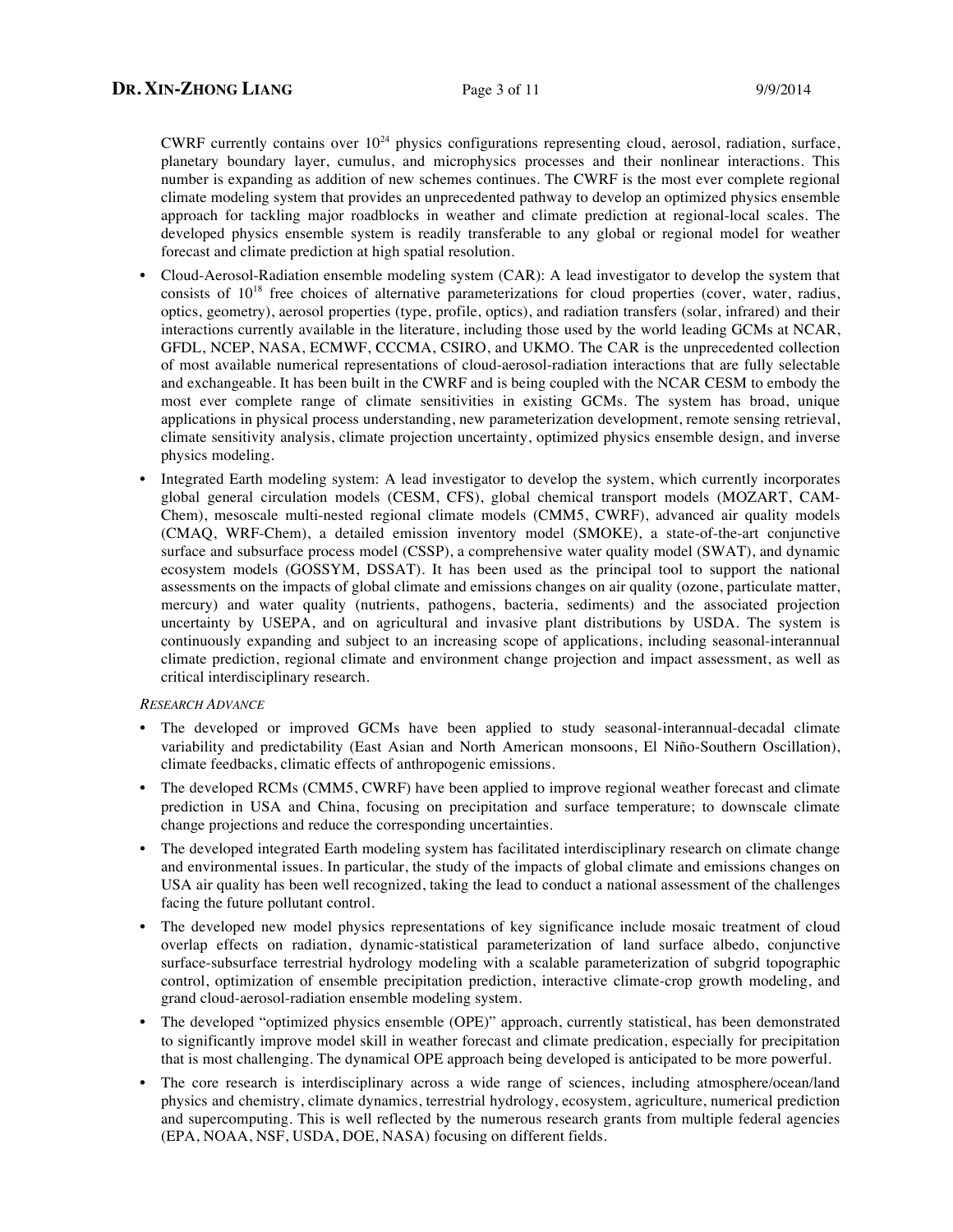CWRF currently contains over $10^{24}$ physics configurations representing cloud, aerosol, radiation, surface, planetary boundary layer, cumulus, and microphysics processes and their nonlinear interactions. This number is expanding as addition of new schemes continues. The CWRF is the most ever complete regional climate modeling system that provides an unprecedented pathway to develop an optimized physics ensemble approach for tackling major roadblocks in weather and climate prediction at regional-local scales. The developed physics ensemble system is readily transferable to any global or regional model for weather forecast and climate prediction at high spatial resolution.

- Cloud-Aerosol-Radiation ensemble modeling system (CAR): A lead investigator to develop the system that consists of $10^{18}$ free choices of alternative parameterizations for cloud properties (cover, water, radius, optics, geometry), aerosol properties (type, profile, optics), and radiation transfers (solar, infrared) and their interactions currently available in the literature, including those used by the world leading GCMs at NCAR, GFDL, NCEP, NASA, ECMWF, CCCMA, CSIRO, and UKMO. The CAR is the unprecedented collection of most available numerical representations of cloud-aerosol-radiation interactions that are fully selectable and exchangeable. It has been built in the CWRF and is being coupled with the NCAR CESM to embody the most ever complete range of climate sensitivities in existing GCMs. The system has broad, unique applications in physical process understanding, new parameterization development, remote sensing retrieval, climate sensitivity analysis, climate projection uncertainty, optimized physics ensemble design, and inverse physics modeling.
- Integrated Earth modeling system: A lead investigator to develop the system, which currently incorporates global general circulation models (CESM, CFS), global chemical transport models (MOZART, CAM-Chem), mesoscale multi-nested regional climate models (CMM5, CWRF), advanced air quality models (CMAQ, WRF-Chem), a detailed emission inventory model (SMOKE), a state-of-the-art conjunctive surface and subsurface process model (CSSP), a comprehensive water quality model (SWAT), and dynamic ecosystem models (GOSSYM, DSSAT). It has been used as the principal tool to support the national assessments on the impacts of global climate and emissions changes on air quality (ozone, particulate matter, mercury) and water quality (nutrients, pathogens, bacteria, sediments) and the associated projection uncertainty by USEPA, and on agricultural and invasive plant distributions by USDA. The system is continuously expanding and subject to an increasing scope of applications, including seasonal-interannual climate prediction, regional climate and environment change projection and impact assessment, as well as critical interdisciplinary research.

*RESEARCH ADVANCE*

- The developed or improved GCMs have been applied to study seasonal-interannual-decadal climate variability and predictability (East Asian and North American monsoons, El Niño-Southern Oscillation), climate feedbacks, climatic effects of anthropogenic emissions.
- The developed RCMs (CMM5, CWRF) have been applied to improve regional weather forecast and climate prediction in USA and China, focusing on precipitation and surface temperature; to downscale climate change projections and reduce the corresponding uncertainties.
- The developed integrated Earth modeling system has facilitated interdisciplinary research on climate change and environmental issues. In particular, the study of the impacts of global climate and emissions changes on USA air quality has been well recognized, taking the lead to conduct a national assessment of the challenges facing the future pollutant control.
- The developed new model physics representations of key significance include mosaic treatment of cloud overlap effects on radiation, dynamic-statistical parameterization of land surface albedo, conjunctive surface-subsurface terrestrial hydrology modeling with a scalable parameterization of subgrid topographic control, optimization of ensemble precipitation prediction, interactive climate-crop growth modeling, and grand cloud-aerosol-radiation ensemble modeling system.
- The developed "optimized physics ensemble (OPE)" approach, currently statistical, has been demonstrated to significantly improve model skill in weather forecast and climate predication, especially for precipitation that is most challenging. The dynamical OPE approach being developed is anticipated to be more powerful.
- The core research is interdisciplinary across a wide range of sciences, including atmosphere/ocean/land physics and chemistry, climate dynamics, terrestrial hydrology, ecosystem, agriculture, numerical prediction and supercomputing. This is well reflected by the numerous research grants from multiple federal agencies (EPA, NOAA, NSF, USDA, DOE, NASA) focusing on different fields.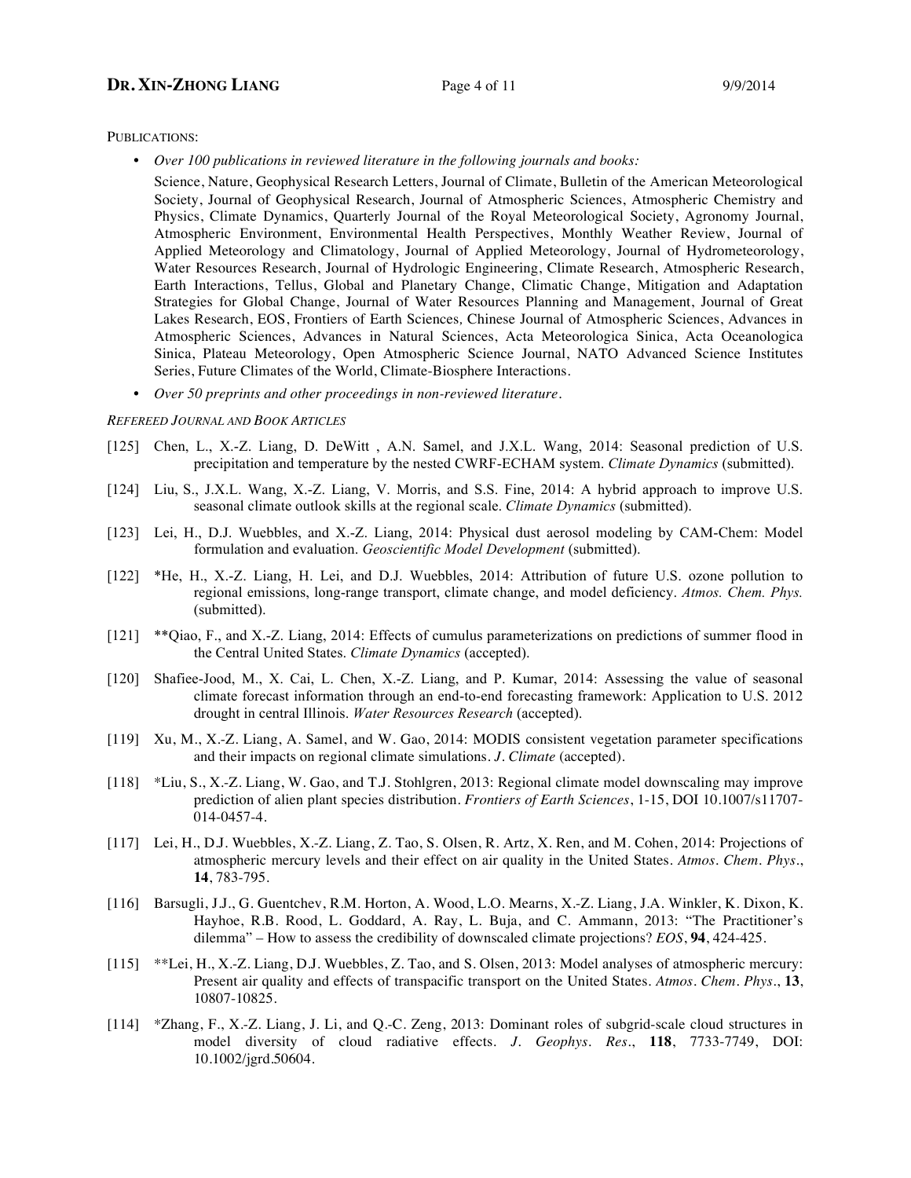PUBLICATIONS:

- *Over 100 publications in reviewed literature in the following journals and books:*

  Science, Nature, Geophysical Research Letters, Journal of Climate, Bulletin of the American Meteorological Society, Journal of Geophysical Research, Journal of Atmospheric Sciences, Atmospheric Chemistry and Physics, Climate Dynamics, Quarterly Journal of the Royal Meteorological Society, Agronomy Journal, Atmospheric Environment, Environmental Health Perspectives, Monthly Weather Review, Journal of Applied Meteorology and Climatology, Journal of Applied Meteorology, Journal of Hydrometeorology, Water Resources Research, Journal of Hydrologic Engineering, Climate Research, Atmospheric Research, Earth Interactions, Tellus, Global and Planetary Change, Climatic Change, Mitigation and Adaptation Strategies for Global Change, Journal of Water Resources Planning and Management, Journal of Great Lakes Research, EOS, Frontiers of Earth Sciences, Chinese Journal of Atmospheric Sciences, Advances in Atmospheric Sciences, Advances in Natural Sciences, Acta Meteorologica Sinica, Acta Oceanologica Sinica, Plateau Meteorology, Open Atmospheric Science Journal, NATO Advanced Science Institutes Series, Future Climates of the World, Climate-Biosphere Interactions.

- *Over 50 preprints and other proceedings in non-reviewed literature.*

*REFEREED JOURNAL AND BOOK ARTICLES*

[125] Chen, L., X.-Z. Liang, D. DeWitt , A.N. Samel, and J.X.L. Wang, 2014: Seasonal prediction of U.S. precipitation and temperature by the nested CWRF-ECHAM system. *Climate Dynamics* (submitted).

[124] Liu, S., J.X.L. Wang, X.-Z. Liang, V. Morris, and S.S. Fine, 2014: A hybrid approach to improve U.S. seasonal climate outlook skills at the regional scale. *Climate Dynamics* (submitted).

[123] Lei, H., D.J. Wuebbles, and X.-Z. Liang, 2014: Physical dust aerosol modeling by CAM-Chem: Model formulation and evaluation. *Geoscientific Model Development* (submitted).

[122] *He, H., X.-Z. Liang, H. Lei, and D.J. Wuebbles, 2014: Attribution of future U.S. ozone pollution to regional emissions, long-range transport, climate change, and model deficiency. *Atmos. Chem. Phys.* (submitted).

[121] **Qiao, F., and X.-Z. Liang, 2014: Effects of cumulus parameterizations on predictions of summer flood in the Central United States. *Climate Dynamics* (accepted).

[120] Shafiee-Jood, M., X. Cai, L. Chen, X.-Z. Liang, and P. Kumar, 2014: Assessing the value of seasonal climate forecast information through an end-to-end forecasting framework: Application to U.S. 2012 drought in central Illinois. *Water Resources Research* (accepted).

[119] Xu, M., X.-Z. Liang, A. Samel, and W. Gao, 2014: MODIS consistent vegetation parameter specifications and their impacts on regional climate simulations. *J. Climate* (accepted).

[118] *Liu, S., X.-Z. Liang, W. Gao, and T.J. Stohlgren, 2013: Regional climate model downscaling may improve prediction of alien plant species distribution. *Frontiers of Earth Sciences*, 1-15, DOI 10.1007/s11707-014-0457-4.

[117] Lei, H., D.J. Wuebbles, X.-Z. Liang, Z. Tao, S. Olsen, R. Artz, X. Ren, and M. Cohen, 2014: Projections of atmospheric mercury levels and their effect on air quality in the United States. *Atmos. Chem. Phys.*, **14**, 783-795.

[116] Barsugli, J.J., G. Guentchev, R.M. Horton, A. Wood, L.O. Mearns, X.-Z. Liang, J.A. Winkler, K. Dixon, K. Hayhoe, R.B. Rood, L. Goddard, A. Ray, L. Buja, and C. Ammann, 2013: "The Practitioner's dilemma" – How to assess the credibility of downscaled climate projections? *EOS*, **94**, 424-425.

[115] **Lei, H., X.-Z. Liang, D.J. Wuebbles, Z. Tao, and S. Olsen, 2013: Model analyses of atmospheric mercury: Present air quality and effects of transpacific transport on the United States. *Atmos. Chem. Phys.*, **13**, 10807-10825.

[114] *Zhang, F., X.-Z. Liang, J. Li, and Q.-C. Zeng, 2013: Dominant roles of subgrid-scale cloud structures in model diversity of cloud radiative effects. *J. Geophys. Res.*, **118**, 7733-7749, DOI: 10.1002/jgrd.50604.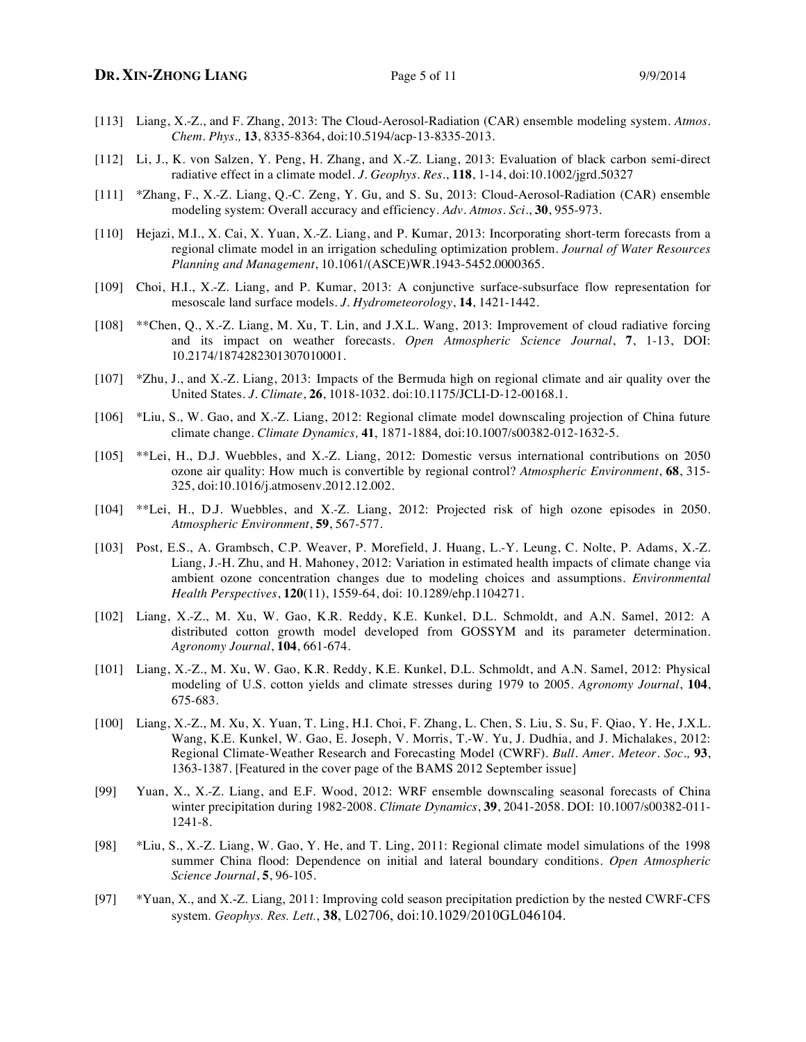[113] Liang, X.-Z., and F. Zhang, 2013: The Cloud-Aerosol-Radiation (CAR) ensemble modeling system. *Atmos. Chem. Phys.,* **13**, 8335-8364, doi:10.5194/acp-13-8335-2013.

[112] Li, J., K. von Salzen, Y. Peng, H. Zhang, and X.-Z. Liang, 2013: Evaluation of black carbon semi-direct radiative effect in a climate model. *J. Geophys. Res.*, **118**, 1-14, doi:10.1002/jgrd.50327

[111] *Zhang, F., X.-Z. Liang, Q.-C. Zeng, Y. Gu, and S. Su, 2013: Cloud-Aerosol-Radiation (CAR) ensemble modeling system: Overall accuracy and efficiency. *Adv. Atmos. Sci.*, **30**, 955-973.

[110] Hejazi, M.I., X. Cai, X. Yuan, X.-Z. Liang, and P. Kumar, 2013: Incorporating short-term forecasts from a regional climate model in an irrigation scheduling optimization problem. *Journal of Water Resources Planning and Management*, 10.1061/(ASCE)WR.1943-5452.0000365.

[109] Choi, H.I., X.-Z. Liang, and P. Kumar, 2013: A conjunctive surface-subsurface flow representation for mesoscale land surface models. *J. Hydrometeorology*, **14**, 1421-1442.

[108] **Chen, Q., X.-Z. Liang, M. Xu, T. Lin, and J.X.L. Wang, 2013: Improvement of cloud radiative forcing and its impact on weather forecasts. *Open Atmospheric Science Journal*, **7**, 1-13, DOI: 10.2174/1874282301307010001.

[107] *Zhu, J., and X.-Z. Liang, 2013: Impacts of the Bermuda high on regional climate and air quality over the United States. *J. Climate*, **26**, 1018-1032. doi:10.1175/JCLI-D-12-00168.1.

[106] *Liu, S., W. Gao, and X.-Z. Liang, 2012: Regional climate model downscaling projection of China future climate change. *Climate Dynamics,* **41**, 1871-1884, doi:10.1007/s00382-012-1632-5.

[105] **Lei, H., D.J. Wuebbles, and X.-Z. Liang, 2012: Domestic versus international contributions on 2050 ozone air quality: How much is convertible by regional control? *Atmospheric Environment*, **68**, 315-325, doi:10.1016/j.atmosenv.2012.12.002.

[104] **Lei, H., D.J. Wuebbles, and X.-Z. Liang, 2012: Projected risk of high ozone episodes in 2050. *Atmospheric Environment*, **59**, 567-577.

[103] Post, E.S., A. Grambsch, C.P. Weaver, P. Morefield, J. Huang, L.-Y. Leung, C. Nolte, P. Adams, X.-Z. Liang, J.-H. Zhu, and H. Mahoney, 2012: Variation in estimated health impacts of climate change via ambient ozone concentration changes due to modeling choices and assumptions. *Environmental Health Perspectives*, **120**(11), 1559-64, doi: 10.1289/ehp.1104271.

[102] Liang, X.-Z., M. Xu, W. Gao, K.R. Reddy, K.E. Kunkel, D.L. Schmoldt, and A.N. Samel, 2012: A distributed cotton growth model developed from GOSSYM and its parameter determination. *Agronomy Journal*, **104**, 661-674.

[101] Liang, X.-Z., M. Xu, W. Gao, K.R. Reddy, K.E. Kunkel, D.L. Schmoldt, and A.N. Samel, 2012: Physical modeling of U.S. cotton yields and climate stresses during 1979 to 2005. *Agronomy Journal*, **104**, 675-683.

[100] Liang, X.-Z., M. Xu, X. Yuan, T. Ling, H.I. Choi, F. Zhang, L. Chen, S. Liu, S. Su, F. Qiao, Y. He, J.X.L. Wang, K.E. Kunkel, W. Gao, E. Joseph, V. Morris, T.-W. Yu, J. Dudhia, and J. Michalakes, 2012: Regional Climate-Weather Research and Forecasting Model (CWRF). *Bull. Amer. Meteor. Soc.,* **93**, 1363-1387. [Featured in the cover page of the BAMS 2012 September issue]

[99] Yuan, X., X.-Z. Liang, and E.F. Wood, 2012: WRF ensemble downscaling seasonal forecasts of China winter precipitation during 1982-2008. *Climate Dynamics*, **39**, 2041-2058. DOI: 10.1007/s00382-011-1241-8.

[98] *Liu, S., X.-Z. Liang, W. Gao, Y. He, and T. Ling, 2011: Regional climate model simulations of the 1998 summer China flood: Dependence on initial and lateral boundary conditions. *Open Atmospheric Science Journal*, **5**, 96-105.

[97] *Yuan, X., and X.-Z. Liang, 2011: Improving cold season precipitation prediction by the nested CWRF-CFS system. *Geophys. Res. Lett.*, **38**, L02706, doi:10.1029/2010GL046104.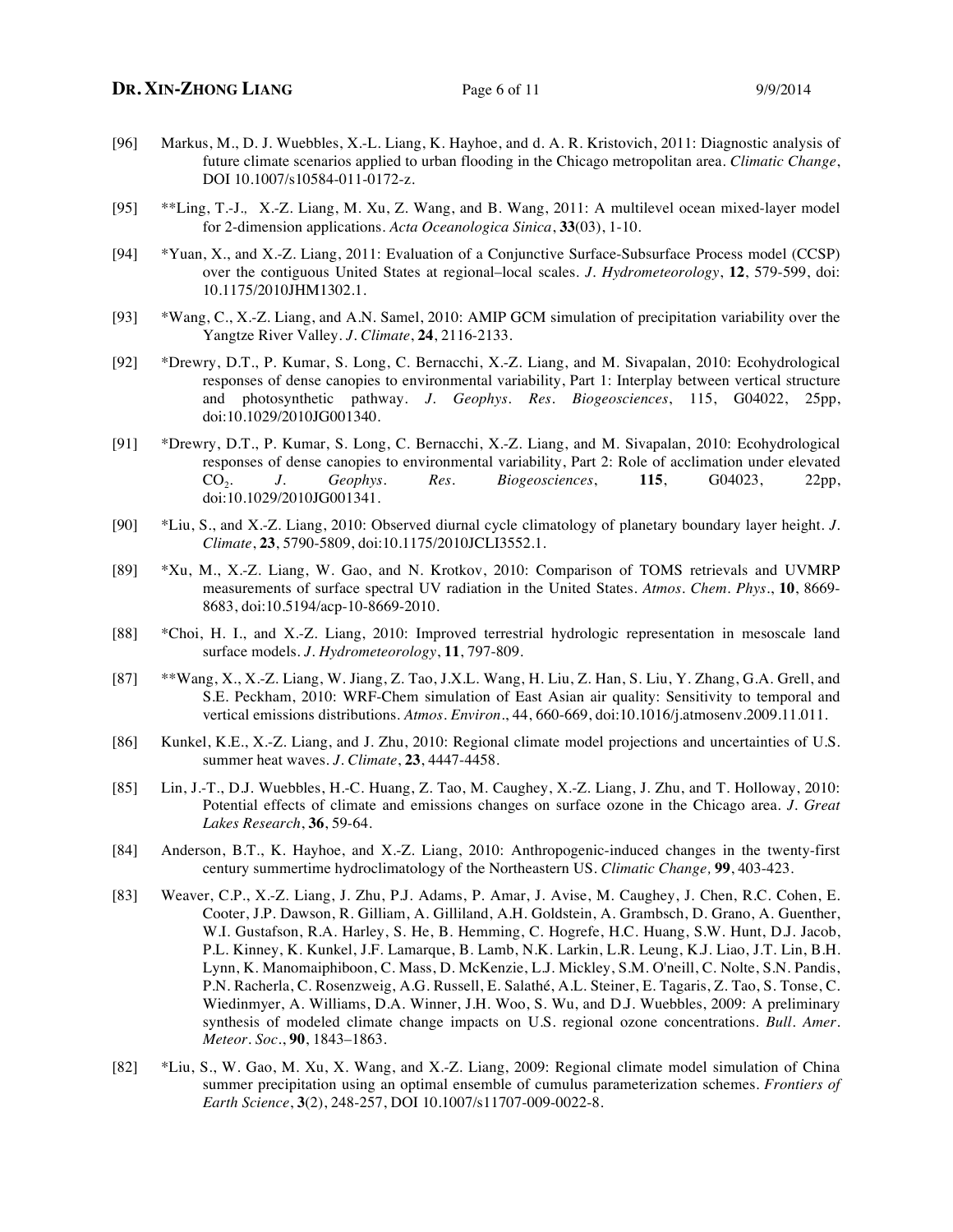[96] Markus, M., D. J. Wuebbles, X.-L. Liang, K. Hayhoe, and d. A. R. Kristovich, 2011: Diagnostic analysis of future climate scenarios applied to urban flooding in the Chicago metropolitan area. *Climatic Change*, DOI 10.1007/s10584-011-0172-z.

[95] **Ling, T.-J., X.-Z. Liang, M. Xu, Z. Wang, and B. Wang, 2011: A multilevel ocean mixed-layer model for 2-dimension applications. *Acta Oceanologica Sinica*, **33**(03), 1-10.

[94] *Yuan, X., and X.-Z. Liang, 2011: Evaluation of a Conjunctive Surface-Subsurface Process model (CCSP) over the contiguous United States at regional–local scales. *J. Hydrometeorology*, **12**, 579-599, doi: 10.1175/2010JHM1302.1.

[93] *Wang, C., X.-Z. Liang, and A.N. Samel, 2010: AMIP GCM simulation of precipitation variability over the Yangtze River Valley. *J. Climate*, **24**, 2116-2133.

[92] *Drewry, D.T., P. Kumar, S. Long, C. Bernacchi, X.-Z. Liang, and M. Sivapalan, 2010: Ecohydrological responses of dense canopies to environmental variability, Part 1: Interplay between vertical structure and photosynthetic pathway. *J. Geophys. Res. Biogeosciences*, 115, G04022, 25pp, doi:10.1029/2010JG001340.

[91] *Drewry, D.T., P. Kumar, S. Long, C. Bernacchi, X.-Z. Liang, and M. Sivapalan, 2010: Ecohydrological responses of dense canopies to environmental variability, Part 2: Role of acclimation under elevated $CO_2$. *J. Geophys. Res. Biogeosciences*, **115**, G04023, 22pp, doi:10.1029/2010JG001341.

[90] *Liu, S., and X.-Z. Liang, 2010: Observed diurnal cycle climatology of planetary boundary layer height. *J. Climate*, **23**, 5790-5809, doi:10.1175/2010JCLI3552.1.

[89] *Xu, M., X.-Z. Liang, W. Gao, and N. Krotkov, 2010: Comparison of TOMS retrievals and UVMRP measurements of surface spectral UV radiation in the United States. *Atmos. Chem. Phys.*, **10**, 8669-8683, doi:10.5194/acp-10-8669-2010.

[88] *Choi, H. I., and X.-Z. Liang, 2010: Improved terrestrial hydrologic representation in mesoscale land surface models. *J. Hydrometeorology*, **11**, 797-809.

[87] **Wang, X., X.-Z. Liang, W. Jiang, Z. Tao, J.X.L. Wang, H. Liu, Z. Han, S. Liu, Y. Zhang, G.A. Grell, and S.E. Peckham, 2010: WRF-Chem simulation of East Asian air quality: Sensitivity to temporal and vertical emissions distributions. *Atmos. Environ.*, 44, 660-669, doi:10.1016/j.atmosenv.2009.11.011.

[86] Kunkel, K.E., X.-Z. Liang, and J. Zhu, 2010: Regional climate model projections and uncertainties of U.S. summer heat waves. *J. Climate*, **23**, 4447-4458.

[85] Lin, J.-T., D.J. Wuebbles, H.-C. Huang, Z. Tao, M. Caughey, X.-Z. Liang, J. Zhu, and T. Holloway, 2010: Potential effects of climate and emissions changes on surface ozone in the Chicago area. *J. Great Lakes Research*, **36**, 59-64.

[84] Anderson, B.T., K. Hayhoe, and X.-Z. Liang, 2010: Anthropogenic-induced changes in the twenty-first century summertime hydroclimatology of the Northeastern US. *Climatic Change,* **99**, 403-423.

[83] Weaver, C.P., X.-Z. Liang, J. Zhu, P.J. Adams, P. Amar, J. Avise, M. Caughey, J. Chen, R.C. Cohen, E. Cooter, J.P. Dawson, R. Gilliam, A. Gilliland, A.H. Goldstein, A. Grambsch, D. Grano, A. Guenther, W.I. Gustafson, R.A. Harley, S. He, B. Hemming, C. Hogrefe, H.C. Huang, S.W. Hunt, D.J. Jacob, P.L. Kinney, K. Kunkel, J.F. Lamarque, B. Lamb, N.K. Larkin, L.R. Leung, K.J. Liao, J.T. Lin, B.H. Lynn, K. Manomaiphiboon, C. Mass, D. McKenzie, L.J. Mickley, S.M. O'neill, C. Nolte, S.N. Pandis, P.N. Racherla, C. Rosenzweig, A.G. Russell, E. Salathé, A.L. Steiner, E. Tagaris, Z. Tao, S. Tonse, C. Wiedinmyer, A. Williams, D.A. Winner, J.H. Woo, S. Wu, and D.J. Wuebbles, 2009: A preliminary synthesis of modeled climate change impacts on U.S. regional ozone concentrations. *Bull. Amer. Meteor. Soc.*, **90**, 1843–1863.

[82] *Liu, S., W. Gao, M. Xu, X. Wang, and X.-Z. Liang, 2009: Regional climate model simulation of China summer precipitation using an optimal ensemble of cumulus parameterization schemes. *Frontiers of Earth Science*, **3**(2), 248-257, DOI 10.1007/s11707-009-0022-8.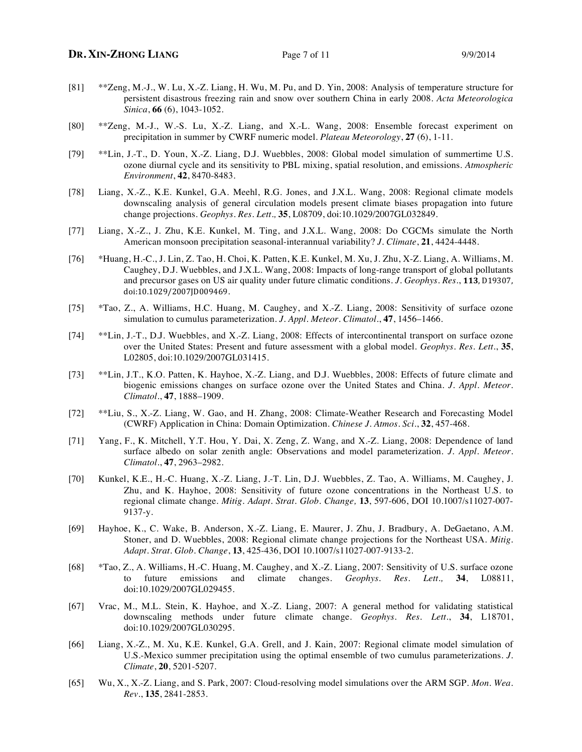[81] **Zeng, M.-J., W. Lu, X.-Z. Liang, H. Wu, M. Pu, and D. Yin, 2008: Analysis of temperature structure for persistent disastrous freezing rain and snow over southern China in early 2008. *Acta Meteorologica Sinica*, **66** (6), 1043-1052.

[80] **Zeng, M.-J., W.-S. Lu, X.-Z. Liang, and X.-L. Wang, 2008: Ensemble forecast experiment on precipitation in summer by CWRF numeric model. *Plateau Meteorology*, **27** (6), 1-11.

[79] **Lin, J.-T., D. Youn, X.-Z. Liang, D.J. Wuebbles, 2008: Global model simulation of summertime U.S. ozone diurnal cycle and its sensitivity to PBL mixing, spatial resolution, and emissions. *Atmospheric Environment*, **42**, 8470-8483.

[78] Liang, X.-Z., K.E. Kunkel, G.A. Meehl, R.G. Jones, and J.X.L. Wang, 2008: Regional climate models downscaling analysis of general circulation models present climate biases propagation into future change projections. *Geophys. Res. Lett.,* **35**, L08709, doi:10.1029/2007GL032849.

[77] Liang, X.-Z., J. Zhu, K.E. Kunkel, M. Ting, and J.X.L. Wang, 2008: Do CGCMs simulate the North American monsoon precipitation seasonal-interannual variability? *J. Climate*, **21**, 4424-4448.

[76] *Huang, H.-C., J. Lin, Z. Tao, H. Choi, K. Patten, K.E. Kunkel, M. Xu, J. Zhu, X-Z. Liang, A. Williams, M. Caughey, D.J. Wuebbles, and J.X.L. Wang, 2008: Impacts of long-range transport of global pollutants and precursor gases on US air quality under future climatic conditions. *J. Geophys. Res*., **113**, D19307, doi:10.1029/2007JD009469.

[75] *Tao, Z., A. Williams, H.C. Huang, M. Caughey, and X.-Z. Liang, 2008: Sensitivity of surface ozone simulation to cumulus parameterization. *J. Appl. Meteor. Climatol*., **47**, 1456–1466.

[74] **Lin, J.-T., D.J. Wuebbles, and X.-Z. Liang, 2008: Effects of intercontinental transport on surface ozone over the United States: Present and future assessment with a global model. *Geophys. Res. Lett*., **35**, L02805, doi:10.1029/2007GL031415.

[73] **Lin, J.T., K.O. Patten, K. Hayhoe, X.-Z. Liang, and D.J. Wuebbles, 2008: Effects of future climate and biogenic emissions changes on surface ozone over the United States and China. *J. Appl. Meteor. Climatol*., **47**, 1888–1909.

[72] **Liu, S., X.-Z. Liang, W. Gao, and H. Zhang, 2008: Climate-Weather Research and Forecasting Model (CWRF) Application in China: Domain Optimization. *Chinese J. Atmos. Sci*., **32**, 457-468.

[71] Yang, F., K. Mitchell, Y.T. Hou, Y. Dai, X. Zeng, Z. Wang, and X.-Z. Liang, 2008: Dependence of land surface albedo on solar zenith angle: Observations and model parameterization. *J. Appl. Meteor. Climatol*., **47**, 2963–2982.

[70] Kunkel, K.E., H.-C. Huang, X.-Z. Liang, J.-T. Lin, D.J. Wuebbles, Z. Tao, A. Williams, M. Caughey, J. Zhu, and K. Hayhoe, 2008: Sensitivity of future ozone concentrations in the Northeast U.S. to regional climate change. *Mitig. Adapt. Strat. Glob. Change,* **13**, 597-606, DOI 10.1007/s11027-007-9137-y.

[69] Hayhoe, K., C. Wake, B. Anderson, X.-Z. Liang, E. Maurer, J. Zhu, J. Bradbury, A. DeGaetano, A.M. Stoner, and D. Wuebbles, 2008: Regional climate change projections for the Northeast USA. *Mitig. Adapt. Strat. Glob. Change*, **13**, 425-436, DOI 10.1007/s11027-007-9133-2.

[68] *Tao, Z., A. Williams, H.-C. Huang, M. Caughey, and X.-Z. Liang, 2007: Sensitivity of U.S. surface ozone to future emissions and climate changes. *Geophys. Res. Lett.,* **34**, L08811, doi:10.1029/2007GL029455.

[67] Vrac, M., M.L. Stein, K. Hayhoe, and X.-Z. Liang, 2007: A general method for validating statistical downscaling methods under future climate change. *Geophys. Res. Lett*., **34**, L18701, doi:10.1029/2007GL030295.

[66] Liang, X.-Z., M. Xu, K.E. Kunkel, G.A. Grell, and J. Kain, 2007: Regional climate model simulation of U.S.-Mexico summer precipitation using the optimal ensemble of two cumulus parameterizations. *J. Climate*, **20**, 5201-5207.

[65] Wu, X., X.-Z. Liang, and S. Park, 2007: Cloud-resolving model simulations over the ARM SGP. *Mon. Wea. Rev*., **135**, 2841-2853.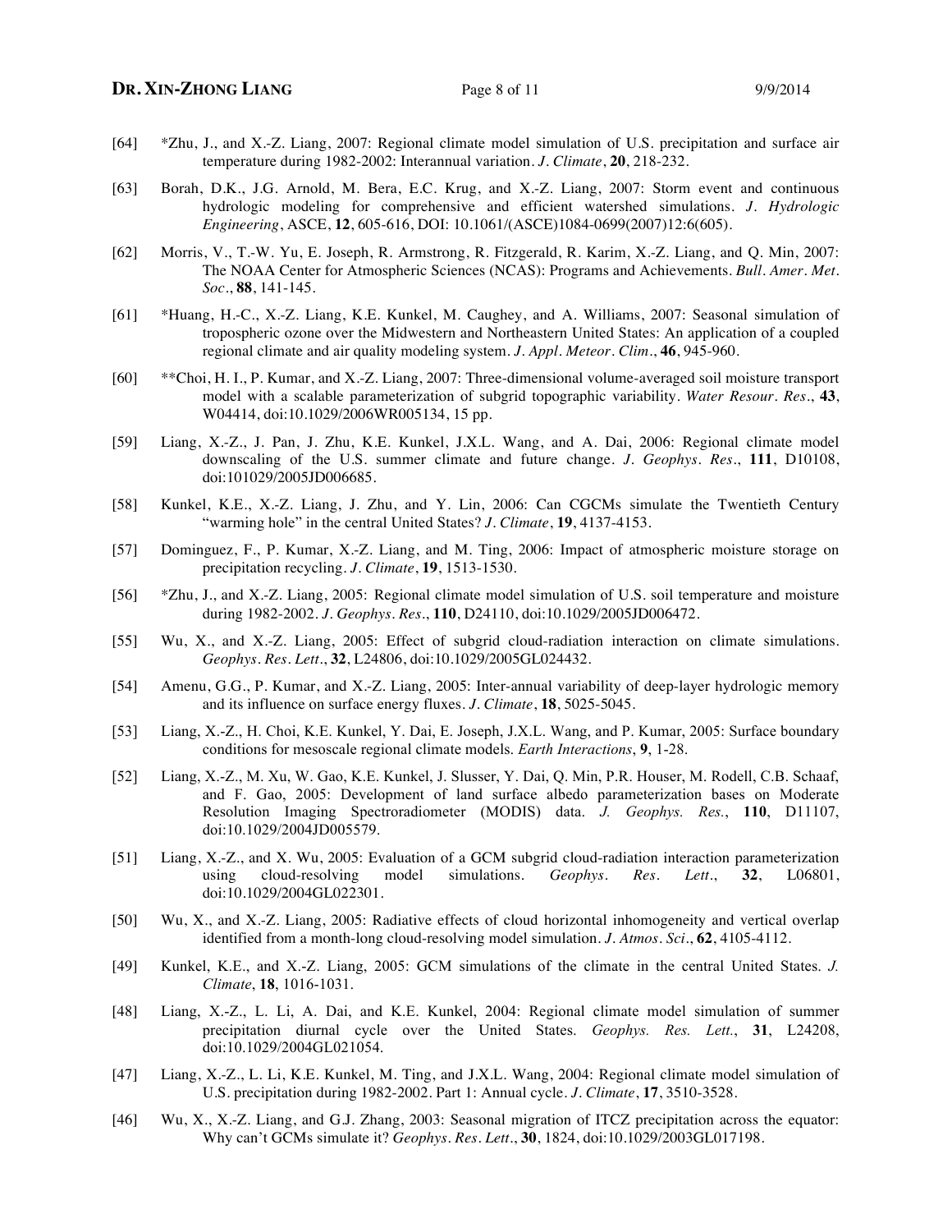[64] *Zhu, J., and X.-Z. Liang, 2007: Regional climate model simulation of U.S. precipitation and surface air temperature during 1982-2002: Interannual variation. *J. Climate*, **20**, 218-232.

[63] Borah, D.K., J.G. Arnold, M. Bera, E.C. Krug, and X.-Z. Liang, 2007: Storm event and continuous hydrologic modeling for comprehensive and efficient watershed simulations. *J. Hydrologic Engineering*, ASCE, **12**, 605-616, DOI: 10.1061/(ASCE)1084-0699(2007)12:6(605).

[62] Morris, V., T.-W. Yu, E. Joseph, R. Armstrong, R. Fitzgerald, R. Karim, X.-Z. Liang, and Q. Min, 2007: The NOAA Center for Atmospheric Sciences (NCAS): Programs and Achievements. *Bull. Amer. Met. Soc.*, **88**, 141-145.

[61] *Huang, H.-C., X.-Z. Liang, K.E. Kunkel, M. Caughey, and A. Williams, 2007: Seasonal simulation of tropospheric ozone over the Midwestern and Northeastern United States: An application of a coupled regional climate and air quality modeling system. *J. Appl. Meteor. Clim.*, **46**, 945-960.

[60] **Choi, H. I., P. Kumar, and X.-Z. Liang, 2007: Three-dimensional volume-averaged soil moisture transport model with a scalable parameterization of subgrid topographic variability. *Water Resour. Res.*, **43**, W04414, doi:10.1029/2006WR005134, 15 pp.

[59] Liang, X.-Z., J. Pan, J. Zhu, K.E. Kunkel, J.X.L. Wang, and A. Dai, 2006: Regional climate model downscaling of the U.S. summer climate and future change. *J. Geophys. Res.*, **111**, D10108, doi:101029/2005JD006685.

[58] Kunkel, K.E., X.-Z. Liang, J. Zhu, and Y. Lin, 2006: Can CGCMs simulate the Twentieth Century "warming hole" in the central United States? *J. Climate*, **19**, 4137-4153.

[57] Dominguez, F., P. Kumar, X.-Z. Liang, and M. Ting, 2006: Impact of atmospheric moisture storage on precipitation recycling. *J. Climate*, **19**, 1513-1530.

[56] *Zhu, J., and X.-Z. Liang, 2005: Regional climate model simulation of U.S. soil temperature and moisture during 1982-2002. *J. Geophys. Res.*, **110**, D24110, doi:10.1029/2005JD006472.

[55] Wu, X., and X.-Z. Liang, 2005: Effect of subgrid cloud-radiation interaction on climate simulations. *Geophys. Res. Lett.*, **32**, L24806, doi:10.1029/2005GL024432.

[54] Amenu, G.G., P. Kumar, and X.-Z. Liang, 2005: Inter-annual variability of deep-layer hydrologic memory and its influence on surface energy fluxes. *J. Climate*, **18**, 5025-5045.

[53] Liang, X.-Z., H. Choi, K.E. Kunkel, Y. Dai, E. Joseph, J.X.L. Wang, and P. Kumar, 2005: Surface boundary conditions for mesoscale regional climate models. *Earth Interactions*, **9**, 1-28.

[52] Liang, X.-Z., M. Xu, W. Gao, K.E. Kunkel, J. Slusser, Y. Dai, Q. Min, P.R. Houser, M. Rodell, C.B. Schaaf, and F. Gao, 2005: Development of land surface albedo parameterization bases on Moderate Resolution Imaging Spectroradiometer (MODIS) data. *J. Geophys. Res.*, **110**, D11107, doi:10.1029/2004JD005579.

[51] Liang, X.-Z., and X. Wu, 2005: Evaluation of a GCM subgrid cloud-radiation interaction parameterization using cloud-resolving model simulations. *Geophys. Res. Lett.*, **32**, L06801, doi:10.1029/2004GL022301.

[50] Wu, X., and X.-Z. Liang, 2005: Radiative effects of cloud horizontal inhomogeneity and vertical overlap identified from a month-long cloud-resolving model simulation. *J. Atmos. Sci.*, **62**, 4105-4112.

[49] Kunkel, K.E., and X.-Z. Liang, 2005: GCM simulations of the climate in the central United States. *J. Climate*, **18**, 1016-1031.

[48] Liang, X.-Z., L. Li, A. Dai, and K.E. Kunkel, 2004: Regional climate model simulation of summer precipitation diurnal cycle over the United States. *Geophys. Res. Lett.*, **31**, L24208, doi:10.1029/2004GL021054.

[47] Liang, X.-Z., L. Li, K.E. Kunkel, M. Ting, and J.X.L. Wang, 2004: Regional climate model simulation of U.S. precipitation during 1982-2002. Part 1: Annual cycle. *J. Climate*, **17**, 3510-3528.

[46] Wu, X., X.-Z. Liang, and G.J. Zhang, 2003: Seasonal migration of ITCZ precipitation across the equator: Why can't GCMs simulate it? *Geophys. Res. Lett.*, **30**, 1824, doi:10.1029/2003GL017198.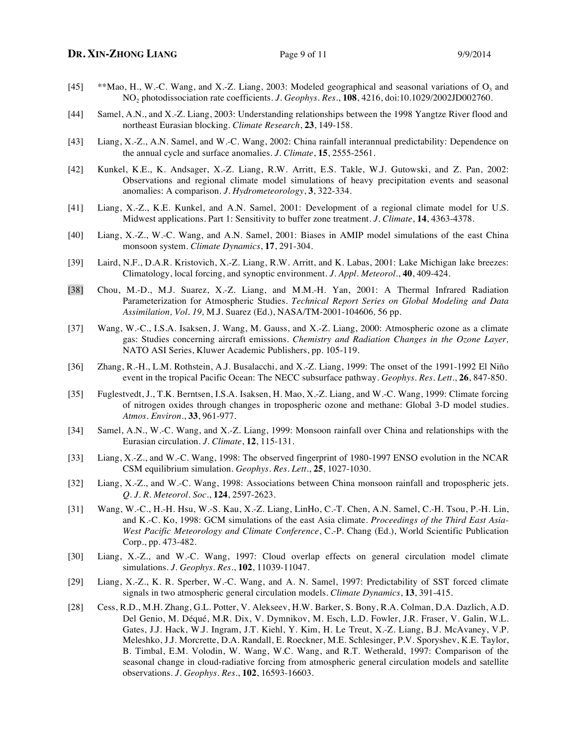[45] **Mao, H., W.-C. Wang, and X.-Z. Liang, 2003: Modeled geographical and seasonal variations of $O_3$ and $NO_2$ photodissociation rate coefficients. *J. Geophys. Res.*, **108**, 4216, doi:10.1029/2002JD002760.

[44] Samel, A.N., and X.-Z. Liang, 2003: Understanding relationships between the 1998 Yangtze River flood and northeast Eurasian blocking. *Climate Research*, **23**, 149-158.

[43] Liang, X.-Z., A.N. Samel, and W.-C. Wang, 2002: China rainfall interannual predictability: Dependence on the annual cycle and surface anomalies. *J. Climate*, **15**, 2555-2561.

[42] Kunkel, K.E., K. Andsager, X.-Z. Liang, R.W. Arritt, E.S. Takle, W.J. Gutowski, and Z. Pan, 2002: Observations and regional climate model simulations of heavy precipitation events and seasonal anomalies: A comparison. *J. Hydrometeorology*, **3**, 322-334.

[41] Liang, X.-Z., K.E. Kunkel, and A.N. Samel, 2001: Development of a regional climate model for U.S. Midwest applications. Part 1: Sensitivity to buffer zone treatment. *J. Climate*, **14**, 4363-4378.

[40] Liang, X.-Z., W.-C. Wang, and A.N. Samel, 2001: Biases in AMIP model simulations of the east China monsoon system. *Climate Dynamics*, **17**, 291-304.

[39] Laird, N.F., D.A.R. Kristovich, X.-Z. Liang, R.W. Arritt, and K. Labas, 2001: Lake Michigan lake breezes: Climatology, local forcing, and synoptic environment. *J. Appl. Meteorol.*, **40**, 409-424.

[38] Chou, M.-D., M.J. Suarez, X.-Z. Liang, and M.M.-H. Yan, 2001: A Thermal Infrared Radiation Parameterization for Atmospheric Studies. *Technical Report Series on Global Modeling and Data Assimilation, Vol. 19,* M.J. Suarez (Ed.), NASA/TM-2001-104606, 56 pp.

[37] Wang, W.-C., I.S.A. Isaksen, J. Wang, M. Gauss, and X.-Z. Liang, 2000: Atmospheric ozone as a climate gas: Studies concerning aircraft emissions. *Chemistry and Radiation Changes in the Ozone Layer,* NATO ASI Series, Kluwer Academic Publishers, pp. 105-119.

[36] Zhang, R.-H., L.M. Rothstein, A.J. Busalacchi, and X.-Z. Liang, 1999: The onset of the 1991-1992 El Niño event in the tropical Pacific Ocean: The NECC subsurface pathway. *Geophys. Res. Lett.*, **26**, 847-850.

[35] Fuglestvedt, J., T.K. Berntsen, I.S.A. Isaksen, H. Mao, X.-Z. Liang, and W.-C. Wang, 1999: Climate forcing of nitrogen oxides through changes in tropospheric ozone and methane: Global 3-D model studies. *Atmos. Environ.*, **33**, 961-977.

[34] Samel, A.N., W.-C. Wang, and X.-Z. Liang, 1999: Monsoon rainfall over China and relationships with the Eurasian circulation. *J. Climate*, **12**, 115-131.

[33] Liang, X.-Z., and W.-C. Wang, 1998: The observed fingerprint of 1980-1997 ENSO evolution in the NCAR CSM equilibrium simulation. *Geophys. Res. Lett.*, **25**, 1027-1030.

[32] Liang, X.-Z., and W.-C. Wang, 1998: Associations between China monsoon rainfall and tropospheric jets. *Q. J. R. Meteorol. Soc.*, **124**, 2597-2623.

[31] Wang, W.-C., H.-H. Hsu, W.-S. Kau, X.-Z. Liang, LinHo, C.-T. Chen, A.N. Samel, C.-H. Tsou, P.-H. Lin, and K.-C. Ko, 1998: GCM simulations of the east Asia climate. *Proceedings of the Third East Asia-West Pacific Meteorology and Climate Conference*, C.-P. Chang (Ed.), World Scientific Publication Corp., pp. 473-482.

[30] Liang, X.-Z., and W.-C. Wang, 1997: Cloud overlap effects on general circulation model climate simulations. *J. Geophys. Res.*, **102**, 11039-11047.

[29] Liang, X.-Z., K. R. Sperber, W.-C. Wang, and A. N. Samel, 1997: Predictability of SST forced climate signals in two atmospheric general circulation models. *Climate Dynamics*, **13**, 391-415.

[28] Cess, R.D., M.H. Zhang, G.L. Potter, V. Alekseev, H.W. Barker, S. Bony, R.A. Colman, D.A. Dazlich, A.D. Del Genio, M. Déqué, M.R. Dix, V. Dymnikov, M. Esch, L.D. Fowler, J.R. Fraser, V. Galin, W.L. Gates, J.J. Hack, W.J. Ingram, J.T. Kiehl, Y. Kim, H. Le Treut, X.-Z. Liang, B.J. McAvaney, V.P. Meleshko, J.J. Morcrette, D.A. Randall, E. Roeckner, M.E. Schlesinger, P.V. Sporyshev, K.E. Taylor, B. Timbal, E.M. Volodin, W. Wang, W.C. Wang, and R.T. Wetherald, 1997: Comparison of the seasonal change in cloud-radiative forcing from atmospheric general circulation models and satellite observations. *J. Geophys. Res.*, **102**, 16593-16603.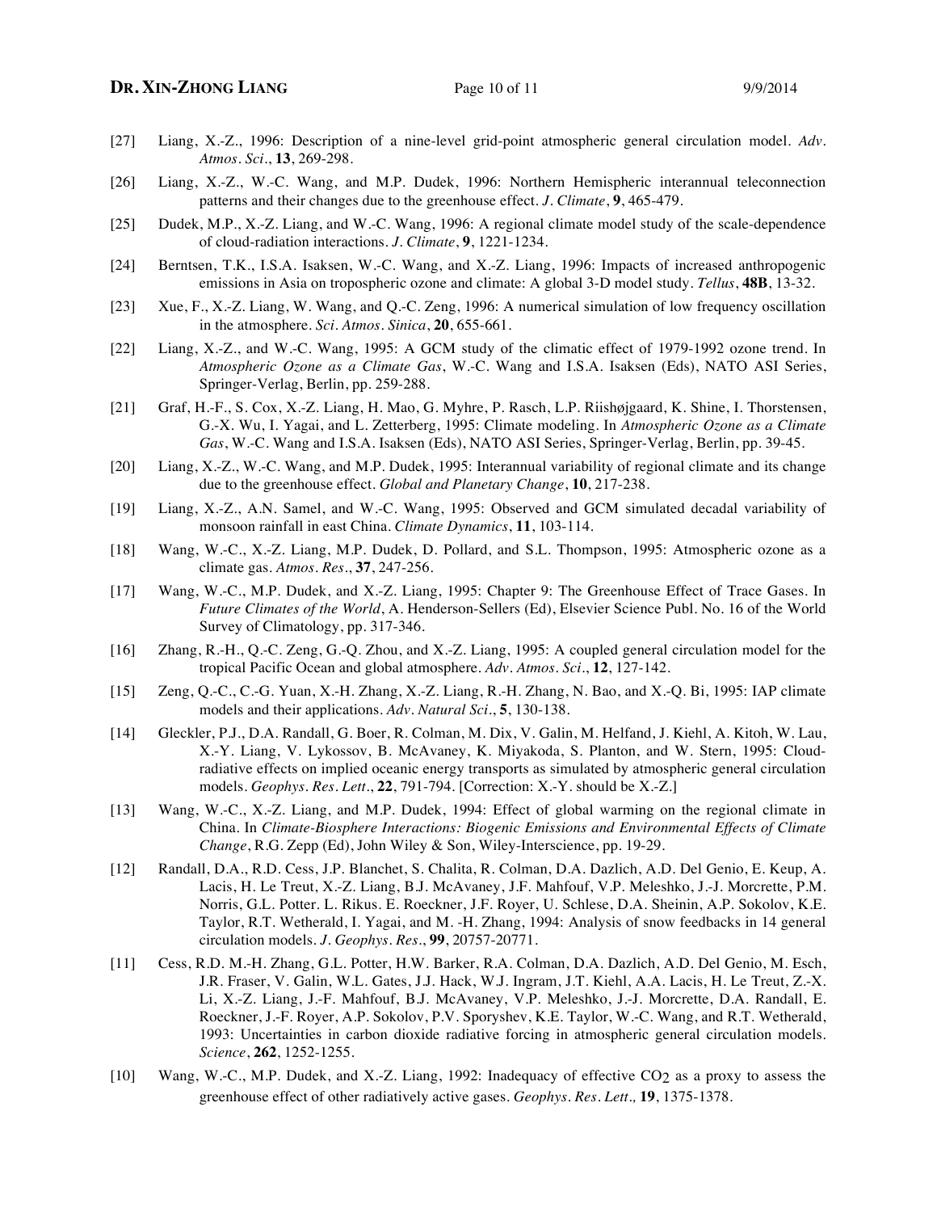[27] Liang, X.-Z., 1996: Description of a nine-level grid-point atmospheric general circulation model. *Adv. Atmos. Sci.*, **13**, 269-298.

[26] Liang, X.-Z., W.-C. Wang, and M.P. Dudek, 1996: Northern Hemispheric interannual teleconnection patterns and their changes due to the greenhouse effect. *J. Climate*, **9**, 465-479.

[25] Dudek, M.P., X.-Z. Liang, and W.-C. Wang, 1996: A regional climate model study of the scale-dependence of cloud-radiation interactions. *J. Climate*, **9**, 1221-1234.

[24] Berntsen, T.K., I.S.A. Isaksen, W.-C. Wang, and X.-Z. Liang, 1996: Impacts of increased anthropogenic emissions in Asia on tropospheric ozone and climate: A global 3-D model study. *Tellus*, **48B**, 13-32.

[23] Xue, F., X.-Z. Liang, W. Wang, and Q.-C. Zeng, 1996: A numerical simulation of low frequency oscillation in the atmosphere. *Sci. Atmos. Sinica*, **20**, 655-661.

[22] Liang, X.-Z., and W.-C. Wang, 1995: A GCM study of the climatic effect of 1979-1992 ozone trend. In *Atmospheric Ozone as a Climate Gas*, W.-C. Wang and I.S.A. Isaksen (Eds), NATO ASI Series, Springer-Verlag, Berlin, pp. 259-288.

[21] Graf, H.-F., S. Cox, X.-Z. Liang, H. Mao, G. Myhre, P. Rasch, L.P. Riishøjgaard, K. Shine, I. Thorstensen, G.-X. Wu, I. Yagai, and L. Zetterberg, 1995: Climate modeling. In *Atmospheric Ozone as a Climate Gas*, W.-C. Wang and I.S.A. Isaksen (Eds), NATO ASI Series, Springer-Verlag, Berlin, pp. 39-45.

[20] Liang, X.-Z., W.-C. Wang, and M.P. Dudek, 1995: Interannual variability of regional climate and its change due to the greenhouse effect. *Global and Planetary Change*, **10**, 217-238.

[19] Liang, X.-Z., A.N. Samel, and W.-C. Wang, 1995: Observed and GCM simulated decadal variability of monsoon rainfall in east China. *Climate Dynamics*, **11**, 103-114.

[18] Wang, W.-C., X.-Z. Liang, M.P. Dudek, D. Pollard, and S.L. Thompson, 1995: Atmospheric ozone as a climate gas. *Atmos. Res.*, **37**, 247-256.

[17] Wang, W.-C., M.P. Dudek, and X.-Z. Liang, 1995: Chapter 9: The Greenhouse Effect of Trace Gases. In *Future Climates of the World*, A. Henderson-Sellers (Ed), Elsevier Science Publ. No. 16 of the World Survey of Climatology, pp. 317-346.

[16] Zhang, R.-H., Q.-C. Zeng, G.-Q. Zhou, and X.-Z. Liang, 1995: A coupled general circulation model for the tropical Pacific Ocean and global atmosphere. *Adv. Atmos. Sci.*, **12**, 127-142.

[15] Zeng, Q.-C., C.-G. Yuan, X.-H. Zhang, X.-Z. Liang, R.-H. Zhang, N. Bao, and X.-Q. Bi, 1995: IAP climate models and their applications. *Adv. Natural Sci.*, **5**, 130-138.

[14] Gleckler, P.J., D.A. Randall, G. Boer, R. Colman, M. Dix, V. Galin, M. Helfand, J. Kiehl, A. Kitoh, W. Lau, X.-Y. Liang, V. Lykossov, B. McAvaney, K. Miyakoda, S. Planton, and W. Stern, 1995: Cloud-radiative effects on implied oceanic energy transports as simulated by atmospheric general circulation models. *Geophys. Res. Lett.*, **22**, 791-794. [Correction: X.-Y. should be X.-Z.]

[13] Wang, W.-C., X.-Z. Liang, and M.P. Dudek, 1994: Effect of global warming on the regional climate in China. In *Climate-Biosphere Interactions: Biogenic Emissions and Environmental Effects of Climate Change*, R.G. Zepp (Ed), John Wiley & Son, Wiley-Interscience, pp. 19-29.

[12] Randall, D.A., R.D. Cess, J.P. Blanchet, S. Chalita, R. Colman, D.A. Dazlich, A.D. Del Genio, E. Keup, A. Lacis, H. Le Treut, X.-Z. Liang, B.J. McAvaney, J.F. Mahfouf, V.P. Meleshko, J.-J. Morcrette, P.M. Norris, G.L. Potter. L. Rikus. E. Roeckner, J.F. Royer, U. Schlese, D.A. Sheinin, A.P. Sokolov, K.E. Taylor, R.T. Wetherald, I. Yagai, and M. -H. Zhang, 1994: Analysis of snow feedbacks in 14 general circulation models. *J. Geophys. Res.*, **99**, 20757-20771.

[11] Cess, R.D. M.-H. Zhang, G.L. Potter, H.W. Barker, R.A. Colman, D.A. Dazlich, A.D. Del Genio, M. Esch, J.R. Fraser, V. Galin, W.L. Gates, J.J. Hack, W.J. Ingram, J.T. Kiehl, A.A. Lacis, H. Le Treut, Z.-X. Li, X.-Z. Liang, J.-F. Mahfouf, B.J. McAvaney, V.P. Meleshko, J.-J. Morcrette, D.A. Randall, E. Roeckner, J.-F. Royer, A.P. Sokolov, P.V. Sporyshev, K.E. Taylor, W.-C. Wang, and R.T. Wetherald, 1993: Uncertainties in carbon dioxide radiative forcing in atmospheric general circulation models. *Science*, **262**, 1252-1255.

[10] Wang, W.-C., M.P. Dudek, and X.-Z. Liang, 1992: Inadequacy of effective $CO_2$ as a proxy to assess the greenhouse effect of other radiatively active gases. *Geophys. Res. Lett.,* **19**, 1375-1378.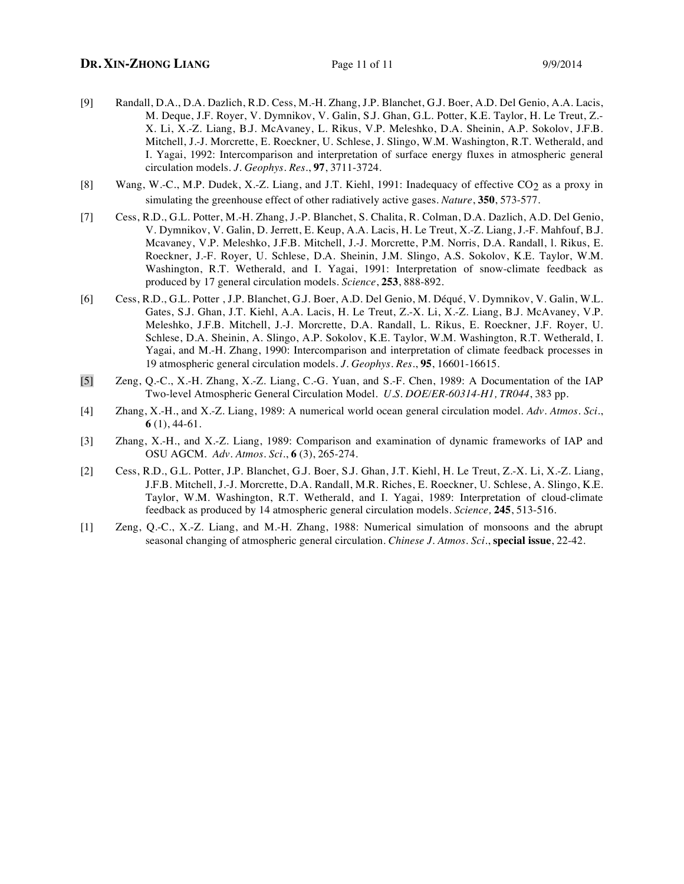[9] Randall, D.A., D.A. Dazlich, R.D. Cess, M.-H. Zhang, J.P. Blanchet, G.J. Boer, A.D. Del Genio, A.A. Lacis, M. Deque, J.F. Royer, V. Dymnikov, V. Galin, S.J. Ghan, G.L. Potter, K.E. Taylor, H. Le Treut, Z.-X. Li, X.-Z. Liang, B.J. McAvaney, L. Rikus, V.P. Meleshko, D.A. Sheinin, A.P. Sokolov, J.F.B. Mitchell, J.-J. Morcrette, E. Roeckner, U. Schlese, J. Slingo, W.M. Washington, R.T. Wetherald, and I. Yagai, 1992: Intercomparison and interpretation of surface energy fluxes in atmospheric general circulation models. *J. Geophys. Res*., **97**, 3711-3724.

[8] Wang, W.-C., M.P. Dudek, X.-Z. Liang, and J.T. Kiehl, 1991: Inadequacy of effective $CO_2$ as a proxy in simulating the greenhouse effect of other radiatively active gases. *Nature*, **350**, 573-577.

[7] Cess, R.D., G.L. Potter, M.-H. Zhang, J.-P. Blanchet, S. Chalita, R. Colman, D.A. Dazlich, A.D. Del Genio, V. Dymnikov, V. Galin, D. Jerrett, E. Keup, A.A. Lacis, H. Le Treut, X.-Z. Liang, J.-F. Mahfouf, B.J. Mcavaney, V.P. Meleshko, J.F.B. Mitchell, J.-J. Morcrette, P.M. Norris, D.A. Randall, l. Rikus, E. Roeckner, J.-F. Royer, U. Schlese, D.A. Sheinin, J.M. Slingo, A.S. Sokolov, K.E. Taylor, W.M. Washington, R.T. Wetherald, and I. Yagai, 1991: Interpretation of snow-climate feedback as produced by 17 general circulation models. *Science*, **253**, 888-892.

[6] Cess, R.D., G.L. Potter , J.P. Blanchet, G.J. Boer, A.D. Del Genio, M. Déqué, V. Dymnikov, V. Galin, W.L. Gates, S.J. Ghan, J.T. Kiehl, A.A. Lacis, H. Le Treut, Z.-X. Li, X.-Z. Liang, B.J. McAvaney, V.P. Meleshko, J.F.B. Mitchell, J.-J. Morcrette, D.A. Randall, L. Rikus, E. Roeckner, J.F. Royer, U. Schlese, D.A. Sheinin, A. Slingo, A.P. Sokolov, K.E. Taylor, W.M. Washington, R.T. Wetherald, I. Yagai, and M.-H. Zhang, 1990: Intercomparison and interpretation of climate feedback processes in 19 atmospheric general circulation models. *J. Geophys. Res*., **95**, 16601-16615.

[5] Zeng, Q.-C., X.-H. Zhang, X.-Z. Liang, C.-G. Yuan, and S.-F. Chen, 1989: A Documentation of the IAP Two-level Atmospheric General Circulation Model. *U.S. DOE/ER-60314-H1, TR044*, 383 pp.

[4] Zhang, X.-H., and X.-Z. Liang, 1989: A numerical world ocean general circulation model. *Adv. Atmos. Sci*., **6** (1), 44-61.

[3] Zhang, X.-H., and X.-Z. Liang, 1989: Comparison and examination of dynamic frameworks of IAP and OSU AGCM. *Adv. Atmos. Sci*., **6** (3), 265-274.

[2] Cess, R.D., G.L. Potter, J.P. Blanchet, G.J. Boer, S.J. Ghan, J.T. Kiehl, H. Le Treut, Z.-X. Li, X.-Z. Liang, J.F.B. Mitchell, J.-J. Morcrette, D.A. Randall, M.R. Riches, E. Roeckner, U. Schlese, A. Slingo, K.E. Taylor, W.M. Washington, R.T. Wetherald, and I. Yagai, 1989: Interpretation of cloud-climate feedback as produced by 14 atmospheric general circulation models. *Science,* **245**, 513-516.

[1] Zeng, Q.-C., X.-Z. Liang, and M.-H. Zhang, 1988: Numerical simulation of monsoons and the abrupt seasonal changing of atmospheric general circulation. *Chinese J. Atmos. Sci*., **special issue**, 22-42.